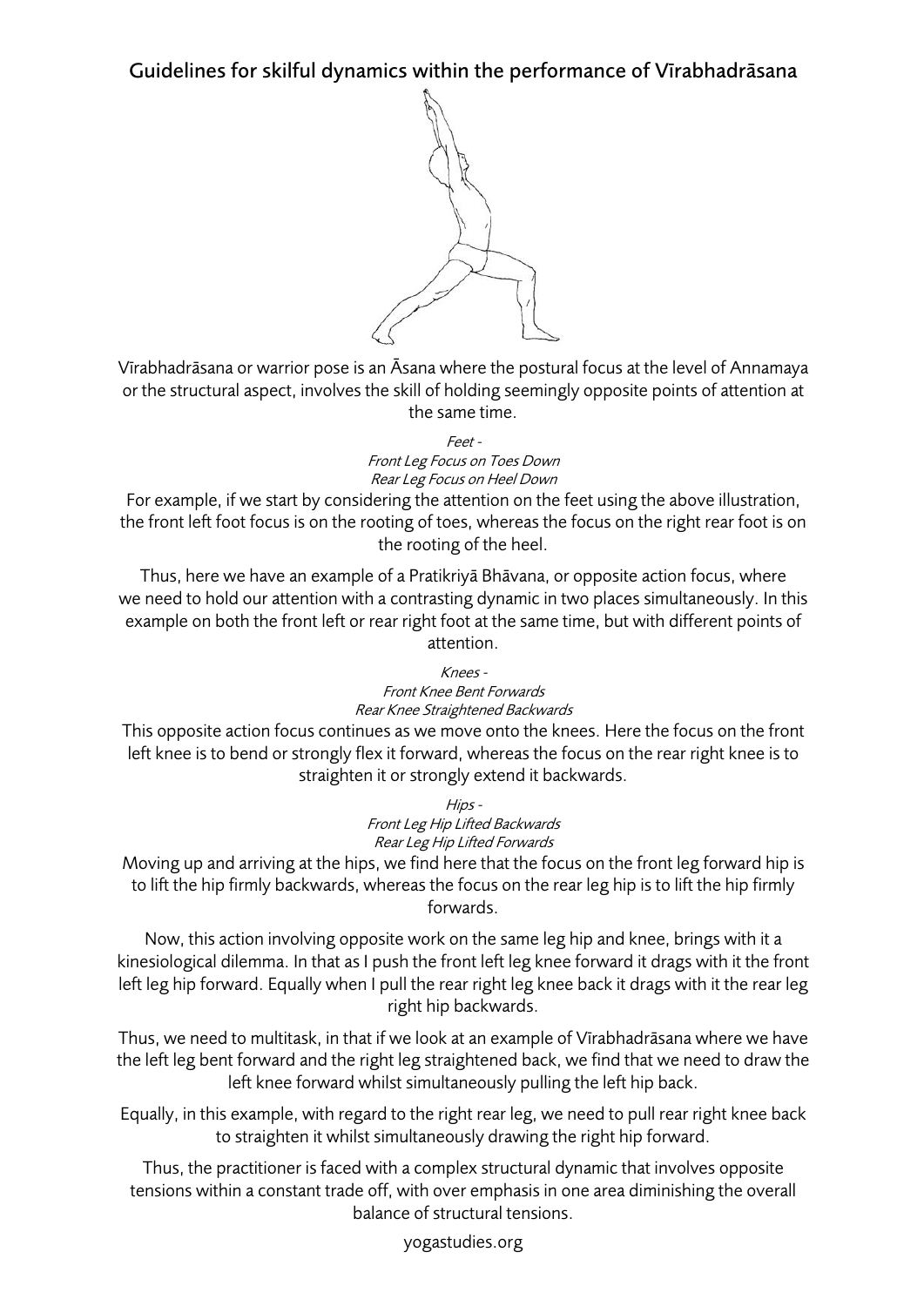# Guidelines for skilful dynamics within the performance of Vīrabhadrāsana

Vīrabhadrāsana or warrior pose is an Āsana where the postural focus at the level of Annamaya or the structural aspect, involves the skill of holding seemingly opposite points of attention at the same time.

*Feet -*
*Front Leg Focus on Toes Down*
*Rear Leg Focus on Heel Down*

For example, if we start by considering the attention on the feet using the above illustration, the front left foot focus is on the rooting of toes, whereas the focus on the right rear foot is on the rooting of the heel.

Thus, here we have an example of a Pratikriyā Bhāvana, or opposite action focus, where we need to hold our attention with a contrasting dynamic in two places simultaneously. In this example on both the front left or rear right foot at the same time, but with different points of attention.

*Knees -*
*Front Knee Bent Forwards*
*Rear Knee Straightened Backwards*

This opposite action focus continues as we move onto the knees. Here the focus on the front left knee is to bend or strongly flex it forward, whereas the focus on the rear right knee is to straighten it or strongly extend it backwards.

*Hips -*
*Front Leg Hip Lifted Backwards*
*Rear Leg Hip Lifted Forwards*

Moving up and arriving at the hips, we find here that the focus on the front leg forward hip is to lift the hip firmly backwards, whereas the focus on the rear leg hip is to lift the hip firmly forwards.

Now, this action involving opposite work on the same leg hip and knee, brings with it a kinesiological dilemma. In that as I push the front left leg knee forward it drags with it the front left leg hip forward. Equally when I pull the rear right leg knee back it drags with it the rear leg right hip backwards.

Thus, we need to multitask, in that if we look at an example of Vīrabhadrāsana where we have the left leg bent forward and the right leg straightened back, we find that we need to draw the left knee forward whilst simultaneously pulling the left hip back.

Equally, in this example, with regard to the right rear leg, we need to pull rear right knee back to straighten it whilst simultaneously drawing the right hip forward.

Thus, the practitioner is faced with a complex structural dynamic that involves opposite tensions within a constant trade off, with over emphasis in one area diminishing the overall balance of structural tensions.

yogastudies.org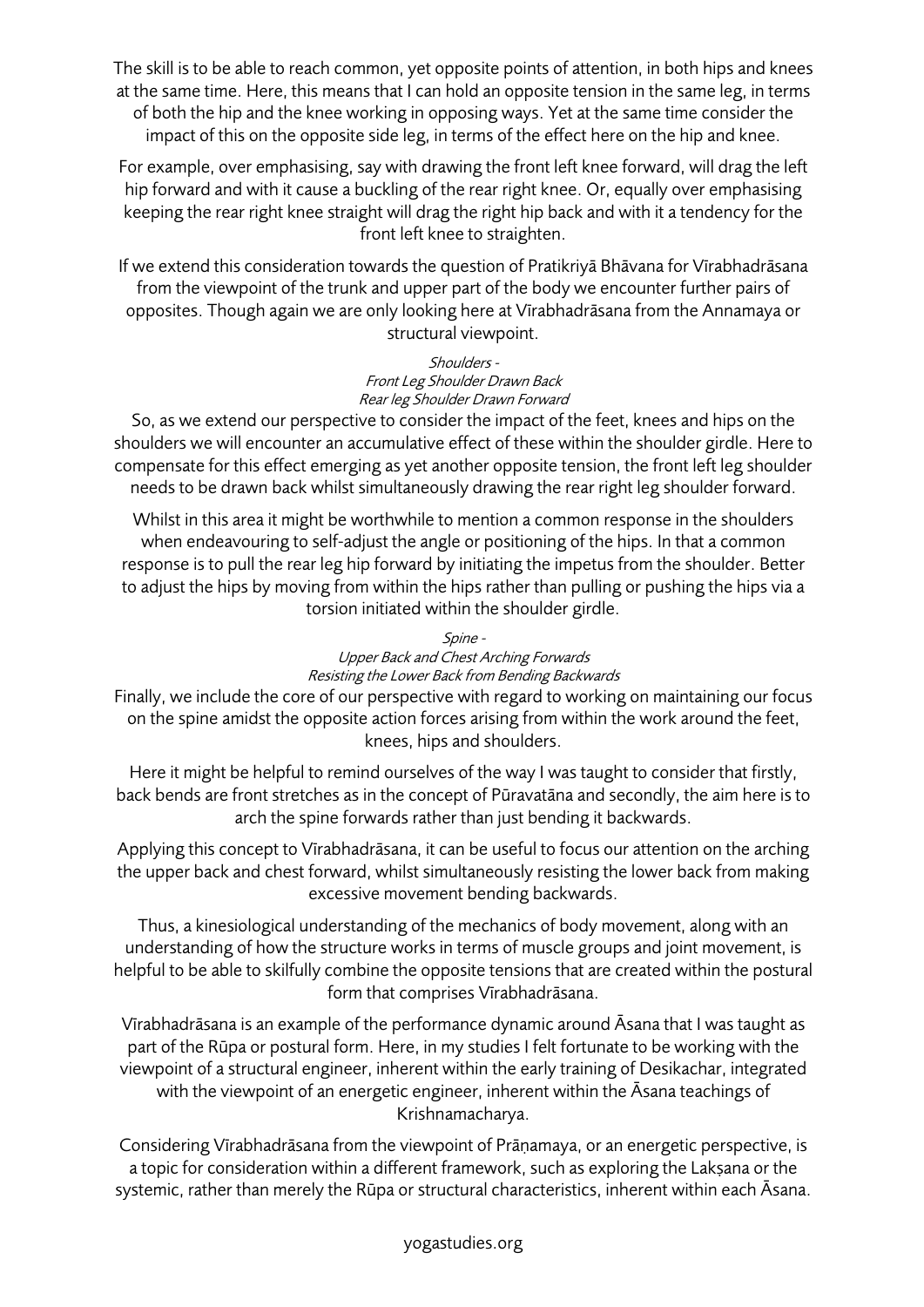The skill is to be able to reach common, yet opposite points of attention, in both hips and knees at the same time. Here, this means that I can hold an opposite tension in the same leg, in terms of both the hip and the knee working in opposing ways. Yet at the same time consider the impact of this on the opposite side leg, in terms of the effect here on the hip and knee.

For example, over emphasising, say with drawing the front left knee forward, will drag the left hip forward and with it cause a buckling of the rear right knee. Or, equally over emphasising keeping the rear right knee straight will drag the right hip back and with it a tendency for the front left knee to straighten.

If we extend this consideration towards the question of Pratikriyā Bhāvana for Vīrabhadrāsana from the viewpoint of the trunk and upper part of the body we encounter further pairs of opposites. Though again we are only looking here at Vīrabhadrāsana from the Annamaya or structural viewpoint.

*Shoulders -*
*Front Leg Shoulder Drawn Back*
*Rear leg Shoulder Drawn Forward*

So, as we extend our perspective to consider the impact of the feet, knees and hips on the shoulders we will encounter an accumulative effect of these within the shoulder girdle. Here to compensate for this effect emerging as yet another opposite tension, the front left leg shoulder needs to be drawn back whilst simultaneously drawing the rear right leg shoulder forward.

Whilst in this area it might be worthwhile to mention a common response in the shoulders when endeavouring to self-adjust the angle or positioning of the hips. In that a common response is to pull the rear leg hip forward by initiating the impetus from the shoulder. Better to adjust the hips by moving from within the hips rather than pulling or pushing the hips via a torsion initiated within the shoulder girdle.

*Spine -*
*Upper Back and Chest Arching Forwards*
*Resisting the Lower Back from Bending Backwards*

Finally, we include the core of our perspective with regard to working on maintaining our focus on the spine amidst the opposite action forces arising from within the work around the feet, knees, hips and shoulders.

Here it might be helpful to remind ourselves of the way I was taught to consider that firstly, back bends are front stretches as in the concept of Pūravatāna and secondly, the aim here is to arch the spine forwards rather than just bending it backwards.

Applying this concept to Vīrabhadrāsana, it can be useful to focus our attention on the arching the upper back and chest forward, whilst simultaneously resisting the lower back from making excessive movement bending backwards.

Thus, a kinesiological understanding of the mechanics of body movement, along with an understanding of how the structure works in terms of muscle groups and joint movement, is helpful to be able to skilfully combine the opposite tensions that are created within the postural form that comprises Vīrabhadrāsana.

Vīrabhadrāsana is an example of the performance dynamic around Āsana that I was taught as part of the Rūpa or postural form. Here, in my studies I felt fortunate to be working with the viewpoint of a structural engineer, inherent within the early training of Desikachar, integrated with the viewpoint of an energetic engineer, inherent within the Āsana teachings of Krishnamacharya.

Considering Vīrabhadrāsana from the viewpoint of Prāṇamaya, or an energetic perspective, is a topic for consideration within a different framework, such as exploring the Lakṣana or the systemic, rather than merely the Rūpa or structural characteristics, inherent within each Āsana.

yogastudies.org